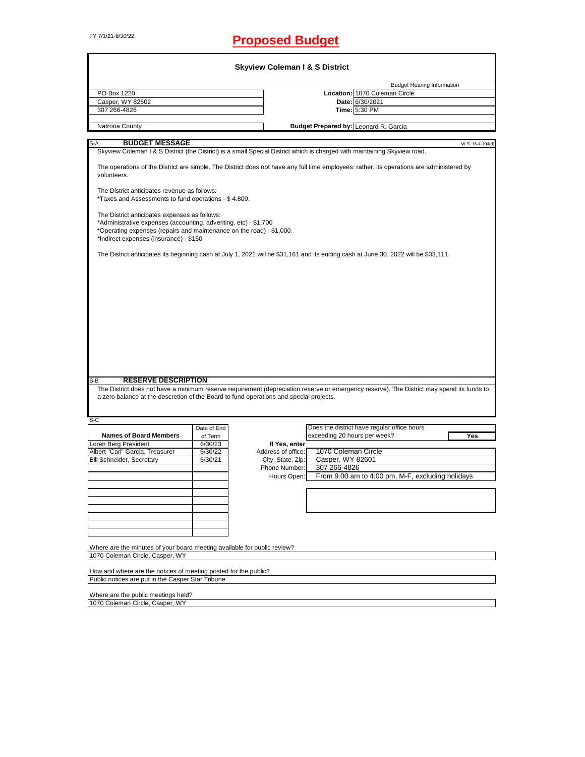FY 7/1/21-6/30/22

# Proposed Budget

## Skyview Coleman I & S District

| | | Budget Hearing Information |
|---|---|---|
| PO Box 1220 | **Location:** | 1070 Coleman Circle |
| Casper, WY 82602 | **Date:** | 6/30/2021 |
| 307 266-4826 | **Time:** | 5:30 PM |
| Natrona County | **Budget Prepared by:** | Leonard R. Garcia |

S-A **BUDGET MESSAGE** W.S. 16-4-104(d)

Skyview Coleman I & S District (the District) is a small Special District which is charged with maintaining Skyview road.

The operations of the District are simple. The District does not have any full time employees: rather, its operations are administered by volunteers.

The District anticipates revenue as follows:
*Taxes and Assessments to fund operations - $ 4,800.

The District anticipates expenses as follows:
*Administrative expenses (accounting, adveriting, etc) - $1,700
*Operating expenses (repairs and maintenance on the road) - $1,000.
*Indirect expenses (insurance) - $150

The District anticipates its beginning cash at July 1, 2021 will be $31,161 and its ending cash at June 30, 2022 will be $33,111.

S-B **RESERVE DESCRIPTION**

The District does not have a minimum reserve requirement (depreciation reserve or emergency reserve). The District may spend its funds to a zero balance at the descretion of the Board to fund operations and special projects.

S-C

| Names of Board Members | Date of End of Term |
|---|---|
| Loren Berg President | 6/30/23 |
| Albert "Carl" Garcia, Treasurer | 6/30/22 |
| Bill Schneider, Secretary | 6/30/21 |

Does the district have regular office hours exceeding 20 hours per week? **Yes**

**If Yes, enter**

| | |
|---|---|
| Address of office: | 1070 Coleman Circle |
| City, State, Zip: | Casper, WY 82601 |
| Phone Number: | 307 266-4826 |
| Hours Open: | From 9:00 am to 4:00 pm, M-F, excluding holidays |

Where are the minutes of your board meeting available for public review?
1070 Coleman Circle, Casper, WY

How and where are the notices of meeting posted for the public?
Public notices are put in the Casper Star Tribune

Where are the public meetings held?
1070 Coleman Circle, Casper, WY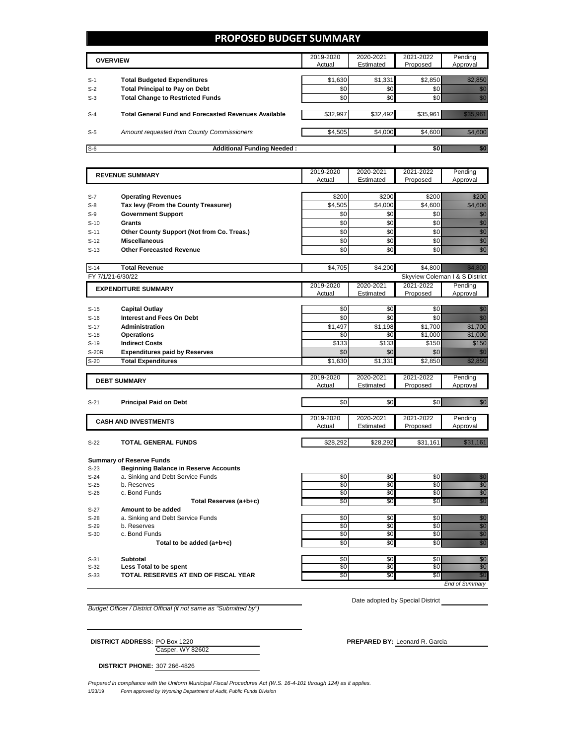# PROPOSED BUDGET SUMMARY

| OVERVIEW | | 2019-2020 Actual | 2020-2021 Estimated | 2021-2022 Proposed | Pending Approval |
|---|---|---|---|---|---|
| S-1 | **Total Budgeted Expenditures** | $1,630 | $1,331 | $2,850 | $2,850 |
| S-2 | **Total Principal to Pay on Debt** | $0 | $0 | $0 | $0 |
| S-3 | **Total Change to Restricted Funds** | $0 | $0 | $0 | $0 |
| S-4 | **Total General Fund and Forecasted Revenues Available** | $32,997 | $32,492 | $35,961 | $35,961 |
| S-5 | *Amount requested from County Commissioners* | $4,505 | $4,000 | $4,600 | $4,600 |
| S-6 | **Additional Funding Needed :** | | | **$0** | $0 |

| REVENUE SUMMARY | | 2019-2020 Actual | 2020-2021 Estimated | 2021-2022 Proposed | Pending Approval |
|---|---|---|---|---|---|
| S-7 | **Operating Revenues** | $200 | $200 | $200 | $200 |
| S-8 | **Tax levy (From the County Treasurer)** | $4,505 | $4,000 | $4,600 | $4,600 |
| S-9 | **Government Support** | $0 | $0 | $0 | $0 |
| S-10 | **Grants** | $0 | $0 | $0 | $0 |
| S-11 | **Other County Support (Not from Co. Treas.)** | $0 | $0 | $0 | $0 |
| S-12 | **Miscellaneous** | $0 | $0 | $0 | $0 |
| S-13 | **Other Forecasted Revenue** | $0 | $0 | $0 | $0 |
| S-14 | **Total Revenue** | $4,705 | $4,200 | $4,800 | $4,800 |

FY 7/1/21-6/30/22 — Skyview Coleman I & S District

| EXPENDITURE SUMMARY | | 2019-2020 Actual | 2020-2021 Estimated | 2021-2022 Proposed | Pending Approval |
|---|---|---|---|---|---|
| S-15 | **Capital Outlay** | $0 | $0 | $0 | $0 |
| S-16 | **Interest and Fees On Debt** | $0 | $0 | $0 | $0 |
| S-17 | **Administration** | $1,497 | $1,198 | $1,700 | $1,700 |
| S-18 | **Operations** | $0 | $0 | $1,000 | $1,000 |
| S-19 | **Indirect Costs** | $133 | $133 | $150 | $150 |
| S-20R | **Expenditures paid by Reserves** | $0 | $0 | $0 | $0 |
| S-20 | **Total Expenditures** | $1,630 | $1,331 | $2,850 | $2,850 |

| DEBT SUMMARY | | 2019-2020 Actual | 2020-2021 Estimated | 2021-2022 Proposed | Pending Approval |
|---|---|---|---|---|---|
| S-21 | **Principal Paid on Debt** | $0 | $0 | $0 | $0 |

| CASH AND INVESTMENTS | | 2019-2020 Actual | 2020-2021 Estimated | 2021-2022 Proposed | Pending Approval |
|---|---|---|---|---|---|
| S-22 | **TOTAL GENERAL FUNDS** | $28,292 | $28,292 | $31,161 | $31,161 |

**Summary of Reserve Funds**

| | | 2019-2020 | 2020-2021 | 2021-2022 | Pending |
|---|---|---|---|---|---|
| S-23 | **Beginning Balance in Reserve Accounts** | | | | |
| S-24 | a. Sinking and Debt Service Funds | $0 | $0 | $0 | $0 |
| S-25 | b. Reserves | $0 | $0 | $0 | $0 |
| S-26 | c. Bond Funds | $0 | $0 | $0 | $0 |
| | **Total Reserves (a+b+c)** | $0 | $0 | $0 | $0 |
| S-27 | **Amount to be added** | | | | |
| S-28 | a. Sinking and Debt Service Funds | $0 | $0 | $0 | $0 |
| S-29 | b. Reserves | $0 | $0 | $0 | $0 |
| S-30 | c. Bond Funds | $0 | $0 | $0 | $0 |
| | **Total to be added (a+b+c)** | $0 | $0 | $0 | $0 |
| S-31 | **Subtotal** | $0 | $0 | $0 | $0 |
| S-32 | **Less Total to be spent** | $0 | $0 | $0 | $0 |
| S-33 | **TOTAL RESERVES AT END OF FISCAL YEAR** | $0 | $0 | $0 | $0 |

*End of Summary*

*Budget Officer / District Official (if not same as "Submitted by")*

Date adopted by Special District

**DISTRICT ADDRESS:** PO Box 1220
Casper, WY 82602

**PREPARED BY:** Leonard R. Garcia

**DISTRICT PHONE:** 307 266-4826

*Prepared in compliance with the Uniform Municipal Fiscal Procedures Act (W.S. 16-4-101 through 124) as it applies.*

1/23/19 *Form approved by Wyoming Department of Audit, Public Funds Division*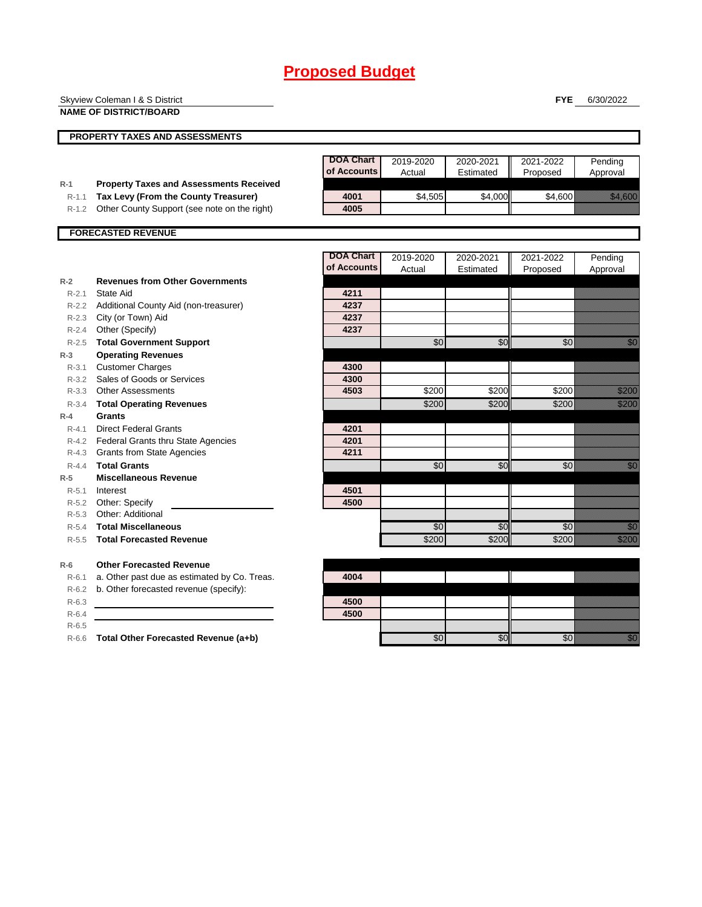# Proposed Budget

Skyview Coleman I & S District

**NAME OF DISTRICT/BOARD**

**FYE** 6/30/2022

**PROPERTY TAXES AND ASSESSMENTS**

| | | DOA Chart of Accounts | 2019-2020 Actual | 2020-2021 Estimated | 2021-2022 Proposed | Pending Approval |
|---|---|---|---|---|---|---|
| R-1 | **Property Taxes and Assessments Received** | | | | | |
| R-1.1 | **Tax Levy (From the County Treasurer)** | 4001 | $4,505 | $4,000 | $4,600 | $4,600 |
| R-1.2 | Other County Support (see note on the right) | 4005 | | | | |

**FORECASTED REVENUE**

| | | DOA Chart of Accounts | 2019-2020 Actual | 2020-2021 Estimated | 2021-2022 Proposed | Pending Approval |
|---|---|---|---|---|---|---|
| R-2 | **Revenues from Other Governments** | | | | | |
| R-2.1 | State Aid | 4211 | | | | |
| R-2.2 | Additional County Aid (non-treasurer) | 4237 | | | | |
| R-2.3 | City (or Town) Aid | 4237 | | | | |
| R-2.4 | Other (Specify) | 4237 | | | | |
| R-2.5 | **Total Government Support** | | $0 | $0 | $0 | $0 |
| R-3 | **Operating Revenues** | | | | | |
| R-3.1 | Customer Charges | 4300 | | | | |
| R-3.2 | Sales of Goods or Services | 4300 | | | | |
| R-3.3 | Other Assessments | 4503 | $200 | $200 | $200 | $200 |
| R-3.4 | **Total Operating Revenues** | | $200 | $200 | $200 | $200 |
| R-4 | **Grants** | | | | | |
| R-4.1 | Direct Federal Grants | 4201 | | | | |
| R-4.2 | Federal Grants thru State Agencies | 4201 | | | | |
| R-4.3 | Grants from State Agencies | 4211 | | | | |
| R-4.4 | **Total Grants** | | $0 | $0 | $0 | $0 |
| R-5 | **Miscellaneous Revenue** | | | | | |
| R-5.1 | Interest | 4501 | | | | |
| R-5.2 | Other: Specify | 4500 | | | | |
| R-5.3 | Other: Additional | | | | | |
| R-5.4 | **Total Miscellaneous** | | $0 | $0 | $0 | $0 |
| R-5.5 | **Total Forecasted Revenue** | | $200 | $200 | $200 | $200 |
| R-6 | **Other Forecasted Revenue** | | | | | |
| R-6.1 | a. Other past due as estimated by Co. Treas. | 4004 | | | | |
| R-6.2 | b. Other forecasted revenue (specify): | | | | | |
| R-6.3 | | 4500 | | | | |
| R-6.4 | | 4500 | | | | |
| R-6.5 | | | | | | |
| R-6.6 | **Total Other Forecasted Revenue (a+b)** | | $0 | $0 | $0 | $0 |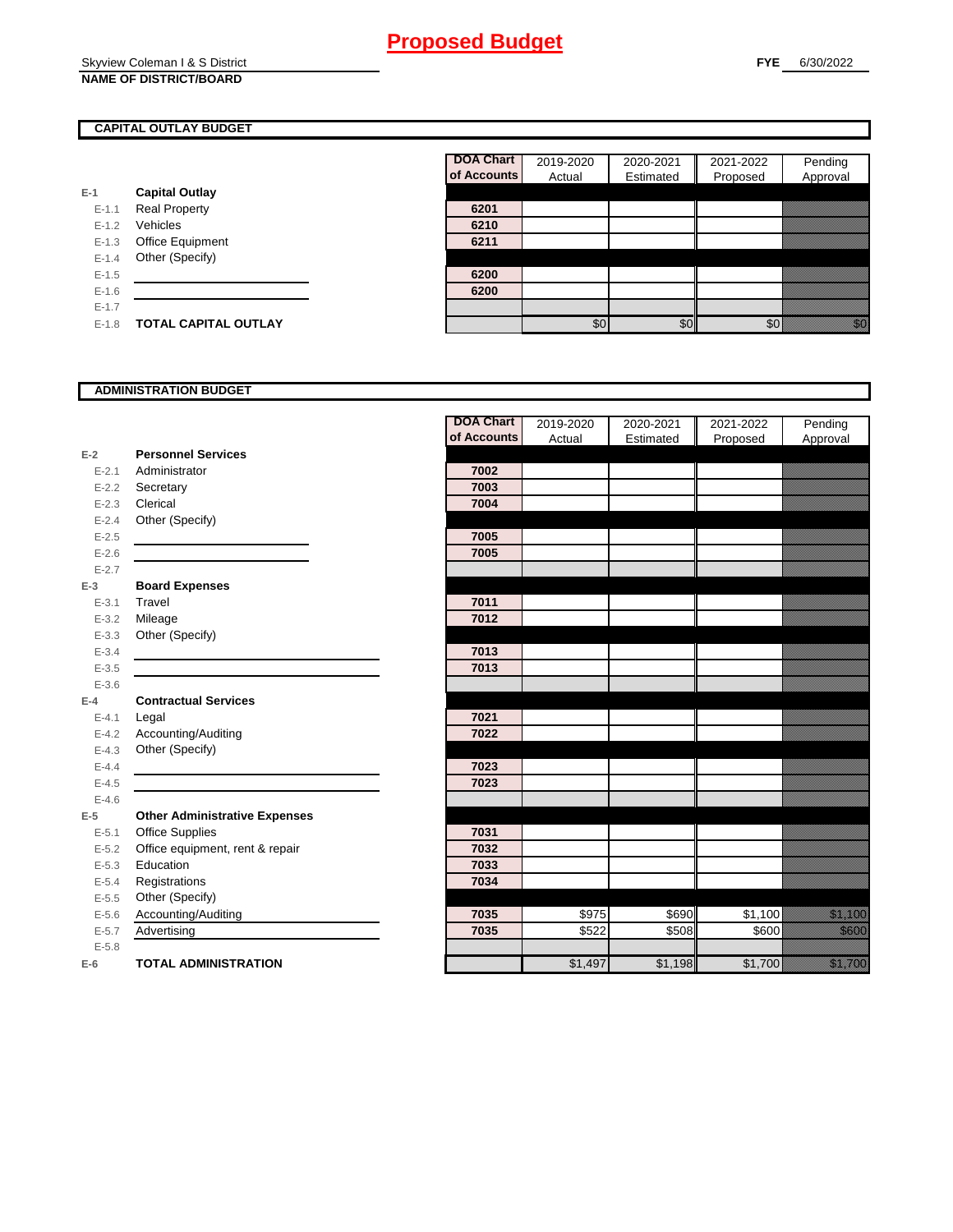# Proposed Budget

Skyview Coleman I & S District
**NAME OF DISTRICT/BOARD**

**FYE** 6/30/2022

## CAPITAL OUTLAY BUDGET

| | | DOA Chart of Accounts | 2019-2020 Actual | 2020-2021 Estimated | 2021-2022 Proposed | Pending Approval |
|---|---|---|---|---|---|---|
| E-1 | **Capital Outlay** | | | | | |
| E-1.1 | Real Property | 6201 | | | | |
| E-1.2 | Vehicles | 6210 | | | | |
| E-1.3 | Office Equipment | 6211 | | | | |
| E-1.4 | Other (Specify) | | | | | |
| E-1.5 | | 6200 | | | | |
| E-1.6 | | 6200 | | | | |
| E-1.7 | | | | | | |
| E-1.8 | **TOTAL CAPITAL OUTLAY** | | $0 | $0 | $0 | $0 |

## ADMINISTRATION BUDGET

| | | DOA Chart of Accounts | 2019-2020 Actual | 2020-2021 Estimated | 2021-2022 Proposed | Pending Approval |
|---|---|---|---|---|---|---|
| E-2 | **Personnel Services** | | | | | |
| E-2.1 | Administrator | 7002 | | | | |
| E-2.2 | Secretary | 7003 | | | | |
| E-2.3 | Clerical | 7004 | | | | |
| E-2.4 | Other (Specify) | | | | | |
| E-2.5 | | 7005 | | | | |
| E-2.6 | | 7005 | | | | |
| E-2.7 | | | | | | |
| E-3 | **Board Expenses** | | | | | |
| E-3.1 | Travel | 7011 | | | | |
| E-3.2 | Mileage | 7012 | | | | |
| E-3.3 | Other (Specify) | | | | | |
| E-3.4 | | 7013 | | | | |
| E-3.5 | | 7013 | | | | |
| E-3.6 | | | | | | |
| E-4 | **Contractual Services** | | | | | |
| E-4.1 | Legal | 7021 | | | | |
| E-4.2 | Accounting/Auditing | 7022 | | | | |
| E-4.3 | Other (Specify) | | | | | |
| E-4.4 | | 7023 | | | | |
| E-4.5 | | 7023 | | | | |
| E-4.6 | | | | | | |
| E-5 | **Other Administrative Expenses** | | | | | |
| E-5.1 | Office Supplies | 7031 | | | | |
| E-5.2 | Office equipment, rent & repair | 7032 | | | | |
| E-5.3 | Education | 7033 | | | | |
| E-5.4 | Registrations | 7034 | | | | |
| E-5.5 | Other (Specify) | | | | | |
| E-5.6 | Accounting/Auditing | 7035 | $975 | $690 | $1,100 | $1,100 |
| E-5.7 | Advertising | 7035 | $522 | $508 | $600 | $600 |
| E-5.8 | | | | | | |
| E-6 | **TOTAL ADMINISTRATION** | | $1,497 | $1,198 | $1,700 | $1,700 |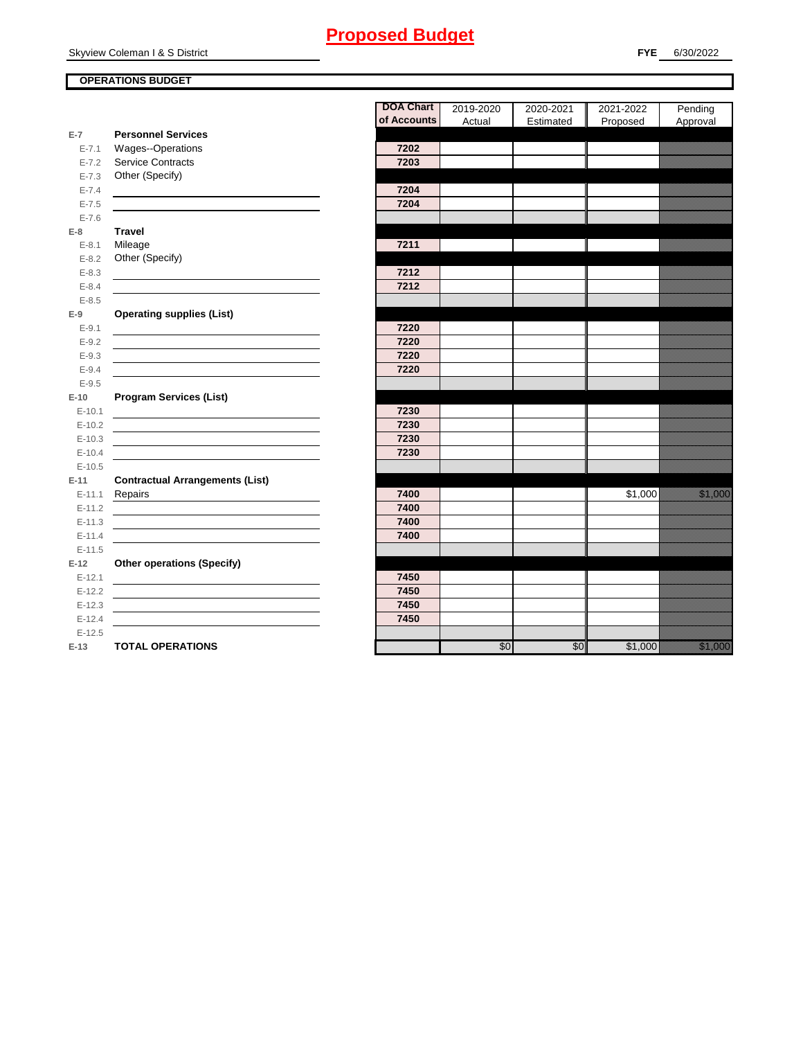# Proposed Budget

Skyview Coleman I & S District

**FYE** 6/30/2022

**OPERATIONS BUDGET**

| | | DOA Chart of Accounts | 2019-2020 Actual | 2020-2021 Estimated | 2021-2022 Proposed | Pending Approval |
|---|---|---|---|---|---|---|
| **E-7** | **Personnel Services** | | | | | |
| E-7.1 | Wages--Operations | 7202 | | | | |
| E-7.2 | Service Contracts | 7203 | | | | |
| E-7.3 | Other (Specify) | | | | | |
| E-7.4 | | 7204 | | | | |
| E-7.5 | | 7204 | | | | |
| E-7.6 | | | | | | |
| **E-8** | **Travel** | | | | | |
| E-8.1 | Mileage | 7211 | | | | |
| E-8.2 | Other (Specify) | | | | | |
| E-8.3 | | 7212 | | | | |
| E-8.4 | | 7212 | | | | |
| E-8.5 | | | | | | |
| **E-9** | **Operating supplies (List)** | | | | | |
| E-9.1 | | 7220 | | | | |
| E-9.2 | | 7220 | | | | |
| E-9.3 | | 7220 | | | | |
| E-9.4 | | 7220 | | | | |
| E-9.5 | | | | | | |
| **E-10** | **Program Services (List)** | | | | | |
| E-10.1 | | 7230 | | | | |
| E-10.2 | | 7230 | | | | |
| E-10.3 | | 7230 | | | | |
| E-10.4 | | 7230 | | | | |
| E-10.5 | | | | | | |
| **E-11** | **Contractual Arrangements (List)** | | | | | |
| E-11.1 | Repairs | 7400 | | | $1,000 | $1,000 |
| E-11.2 | | 7400 | | | | |
| E-11.3 | | 7400 | | | | |
| E-11.4 | | 7400 | | | | |
| E-11.5 | | | | | | |
| **E-12** | **Other operations (Specify)** | | | | | |
| E-12.1 | | 7450 | | | | |
| E-12.2 | | 7450 | | | | |
| E-12.3 | | 7450 | | | | |
| E-12.4 | | 7450 | | | | |
| E-12.5 | | | | | | |
| **E-13** | **TOTAL OPERATIONS** | | $0 | $0 | $1,000 | $1,000 |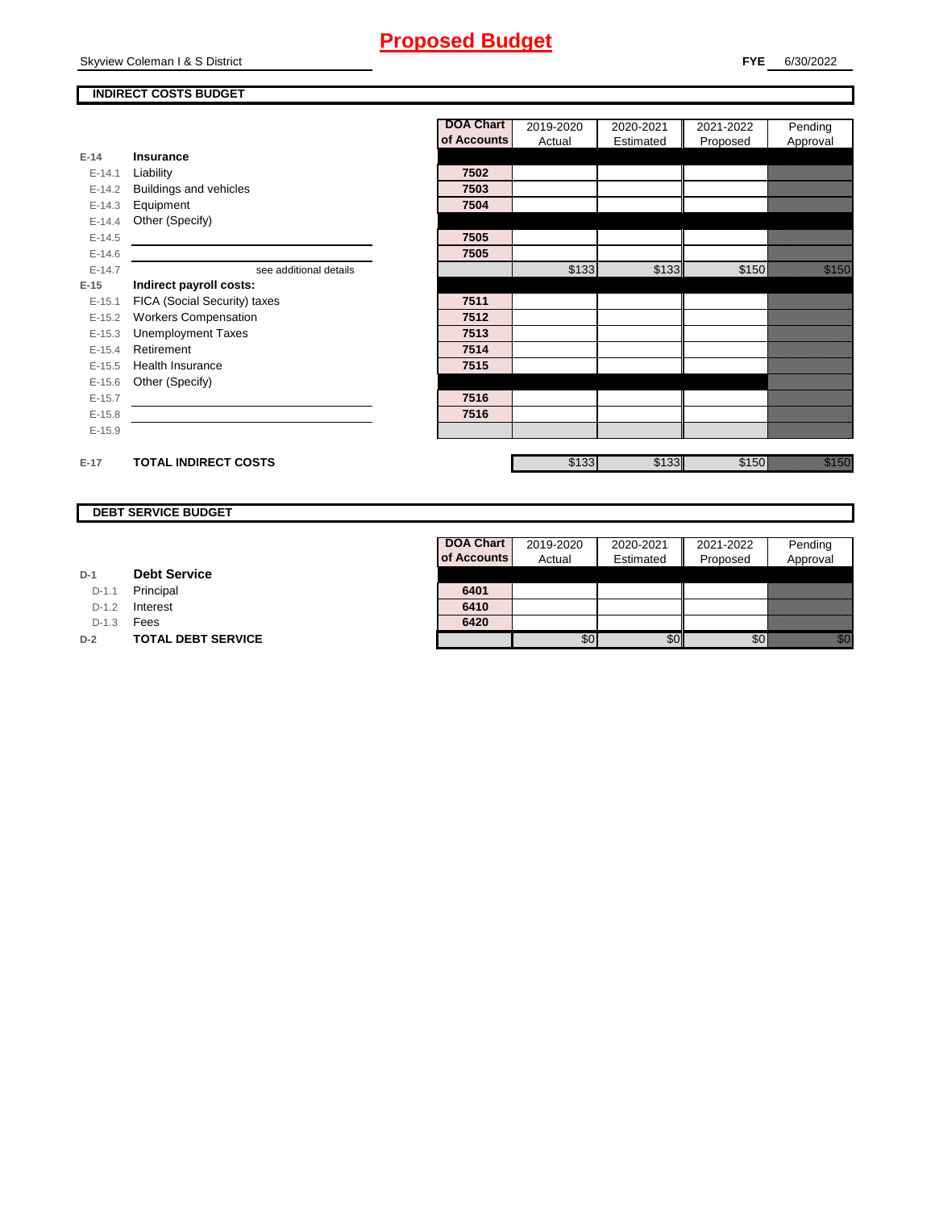# Proposed Budget

Skyview Coleman I & S District

**FYE** 6/30/2022

## INDIRECT COSTS BUDGET

| | | DOA Chart of Accounts | 2019-2020 Actual | 2020-2021 Estimated | 2021-2022 Proposed | Pending Approval |
|---|---|---|---|---|---|---|
| **E-14** | **Insurance** | | | | | |
| E-14.1 | Liability | 7502 | | | | |
| E-14.2 | Buildings and vehicles | 7503 | | | | |
| E-14.3 | Equipment | 7504 | | | | |
| E-14.4 | Other (Specify) | | | | | |
| E-14.5 | | 7505 | | | | |
| E-14.6 | | 7505 | | | | |
| E-14.7 | see additional details | | $133 | $133 | $150 | $150 |
| **E-15** | **Indirect payroll costs:** | | | | | |
| E-15.1 | FICA (Social Security) taxes | 7511 | | | | |
| E-15.2 | Workers Compensation | 7512 | | | | |
| E-15.3 | Unemployment Taxes | 7513 | | | | |
| E-15.4 | Retirement | 7514 | | | | |
| E-15.5 | Health Insurance | 7515 | | | | |
| E-15.6 | Other (Specify) | | | | | |
| E-15.7 | | 7516 | | | | |
| E-15.8 | | 7516 | | | | |
| E-15.9 | | | | | | |
| **E-17** | **TOTAL INDIRECT COSTS** | | $133 | $133 | $150 | $150 |

## DEBT SERVICE BUDGET

| | | DOA Chart of Accounts | 2019-2020 Actual | 2020-2021 Estimated | 2021-2022 Proposed | Pending Approval |
|---|---|---|---|---|---|---|
| **D-1** | **Debt Service** | | | | | |
| D-1.1 | Principal | 6401 | | | | |
| D-1.2 | Interest | 6410 | | | | |
| D-1.3 | Fees | 6420 | | | | |
| **D-2** | **TOTAL DEBT SERVICE** | | $0 | $0 | $0 | $0 |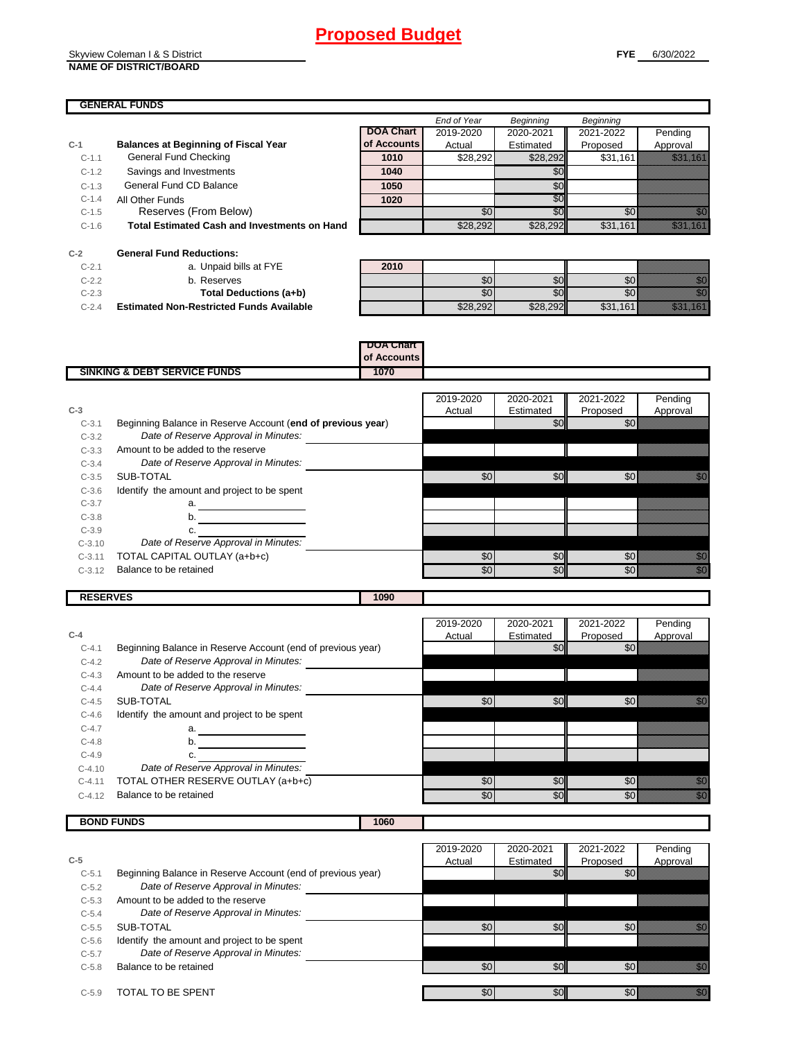# Proposed Budget

Skyview Coleman I & S District
**NAME OF DISTRICT/BOARD**

**FYE** 6/30/2022

## GENERAL FUNDS

| | | DOA Chart of Accounts | End of Year 2019-2020 Actual | Beginning 2020-2021 Estimated | Beginning 2021-2022 Proposed | Pending Approval |
|---|---|---|---|---|---|---|
| **C-1** | **Balances at Beginning of Fiscal Year** | | | | | |
| C-1.1 | General Fund Checking | 1010 | $28,292 | $28,292 | $31,161 | $31,161 |
| C-1.2 | Savings and Investments | 1040 | | $0 | | |
| C-1.3 | General Fund CD Balance | 1050 | | $0 | | |
| C-1.4 | All Other Funds | 1020 | | $0 | | |
| C-1.5 | Reserves (From Below) | | $0 | $0 | $0 | $0 |
| C-1.6 | **Total Estimated Cash and Investments on Hand** | | $28,292 | $28,292 | $31,161 | $31,161 |
| **C-2** | **General Fund Reductions:** | | | | | |
| C-2.1 | a. Unpaid bills at FYE | 2010 | | | | |
| C-2.2 | b. Reserves | | $0 | $0 | $0 | $0 |
| C-2.3 | **Total Deductions (a+b)** | | $0 | $0 | $0 | $0 |
| C-2.4 | **Estimated Non-Restricted Funds Available** | | $28,292 | $28,292 | $31,161 | $31,161 |

## SINKING & DEBT SERVICE FUNDS — DOA Chart of Accounts 1070

| | | 2019-2020 Actual | 2020-2021 Estimated | 2021-2022 Proposed | Pending Approval |
|---|---|---|---|---|---|
| **C-3** | | | | | |
| C-3.1 | Beginning Balance in Reserve Account (**end of previous year**) | | $0 | $0 | |
| C-3.2 | *Date of Reserve Approval in Minutes:* | | | | |
| C-3.3 | Amount to be added to the reserve | | | | |
| C-3.4 | *Date of Reserve Approval in Minutes:* | | | | |
| C-3.5 | SUB-TOTAL | $0 | $0 | $0 | $0 |
| C-3.6 | Identify the amount and project to be spent | | | | |
| C-3.7 | a. | | | | |
| C-3.8 | b. | | | | |
| C-3.9 | c. | | | | |
| C-3.10 | *Date of Reserve Approval in Minutes:* | | | | |
| C-3.11 | TOTAL CAPITAL OUTLAY (a+b+c) | $0 | $0 | $0 | $0 |
| C-3.12 | Balance to be retained | $0 | $0 | $0 | $0 |

## RESERVES — 1090

| | | 2019-2020 Actual | 2020-2021 Estimated | 2021-2022 Proposed | Pending Approval |
|---|---|---|---|---|---|
| **C-4** | | | | | |
| C-4.1 | Beginning Balance in Reserve Account (end of previous year) | | $0 | $0 | |
| C-4.2 | *Date of Reserve Approval in Minutes:* | | | | |
| C-4.3 | Amount to be added to the reserve | | | | |
| C-4.4 | *Date of Reserve Approval in Minutes:* | | | | |
| C-4.5 | SUB-TOTAL | $0 | $0 | $0 | $0 |
| C-4.6 | Identify the amount and project to be spent | | | | |
| C-4.7 | a. | | | | |
| C-4.8 | b. | | | | |
| C-4.9 | c. | | | | |
| C-4.10 | *Date of Reserve Approval in Minutes:* | | | | |
| C-4.11 | TOTAL OTHER RESERVE OUTLAY (a+b+c) | $0 | $0 | $0 | $0 |
| C-4.12 | Balance to be retained | $0 | $0 | $0 | $0 |

## BOND FUNDS — 1060

| | | 2019-2020 Actual | 2020-2021 Estimated | 2021-2022 Proposed | Pending Approval |
|---|---|---|---|---|---|
| **C-5** | | | | | |
| C-5.1 | Beginning Balance in Reserve Account (end of previous year) | | $0 | $0 | |
| C-5.2 | *Date of Reserve Approval in Minutes:* | | | | |
| C-5.3 | Amount to be added to the reserve | | | | |
| C-5.4 | *Date of Reserve Approval in Minutes:* | | | | |
| C-5.5 | SUB-TOTAL | $0 | $0 | $0 | $0 |
| C-5.6 | Identify the amount and project to be spent | | | | |
| C-5.7 | *Date of Reserve Approval in Minutes:* | | | | |
| C-5.8 | Balance to be retained | $0 | $0 | $0 | $0 |
| C-5.9 | TOTAL TO BE SPENT | $0 | $0 | $0 | $0 |